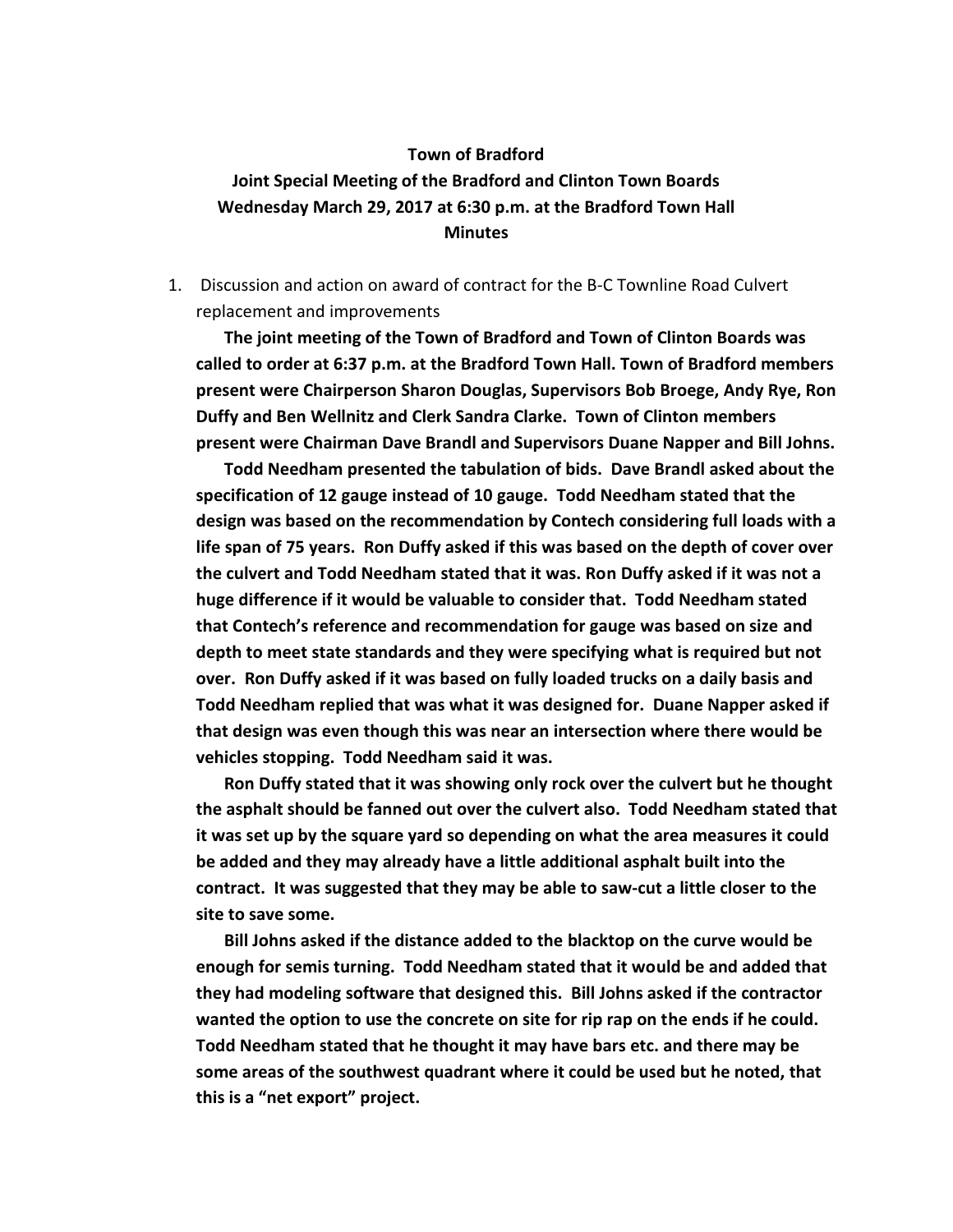**Town of Bradford**
**Joint Special Meeting of the Bradford and Clinton Town Boards**
**Wednesday March 29, 2017 at 6:30 p.m. at the Bradford Town Hall**
**Minutes**

1. Discussion and action on award of contract for the B-C Townline Road Culvert replacement and improvements

**The joint meeting of the Town of Bradford and Town of Clinton Boards was called to order at 6:37 p.m. at the Bradford Town Hall. Town of Bradford members present were Chairperson Sharon Douglas, Supervisors Bob Broege, Andy Rye, Ron Duffy and Ben Wellnitz and Clerk Sandra Clarke. Town of Clinton members present were Chairman Dave Brandl and Supervisors Duane Napper and Bill Johns.**

**Todd Needham presented the tabulation of bids. Dave Brandl asked about the specification of 12 gauge instead of 10 gauge. Todd Needham stated that the design was based on the recommendation by Contech considering full loads with a life span of 75 years. Ron Duffy asked if this was based on the depth of cover over the culvert and Todd Needham stated that it was. Ron Duffy asked if it was not a huge difference if it would be valuable to consider that. Todd Needham stated that Contech's reference and recommendation for gauge was based on size and depth to meet state standards and they were specifying what is required but not over. Ron Duffy asked if it was based on fully loaded trucks on a daily basis and Todd Needham replied that was what it was designed for. Duane Napper asked if that design was even though this was near an intersection where there would be vehicles stopping. Todd Needham said it was.**

**Ron Duffy stated that it was showing only rock over the culvert but he thought the asphalt should be fanned out over the culvert also. Todd Needham stated that it was set up by the square yard so depending on what the area measures it could be added and they may already have a little additional asphalt built into the contract. It was suggested that they may be able to saw-cut a little closer to the site to save some.**

**Bill Johns asked if the distance added to the blacktop on the curve would be enough for semis turning. Todd Needham stated that it would be and added that they had modeling software that designed this. Bill Johns asked if the contractor wanted the option to use the concrete on site for rip rap on the ends if he could. Todd Needham stated that he thought it may have bars etc. and there may be some areas of the southwest quadrant where it could be used but he noted, that this is a "net export" project.**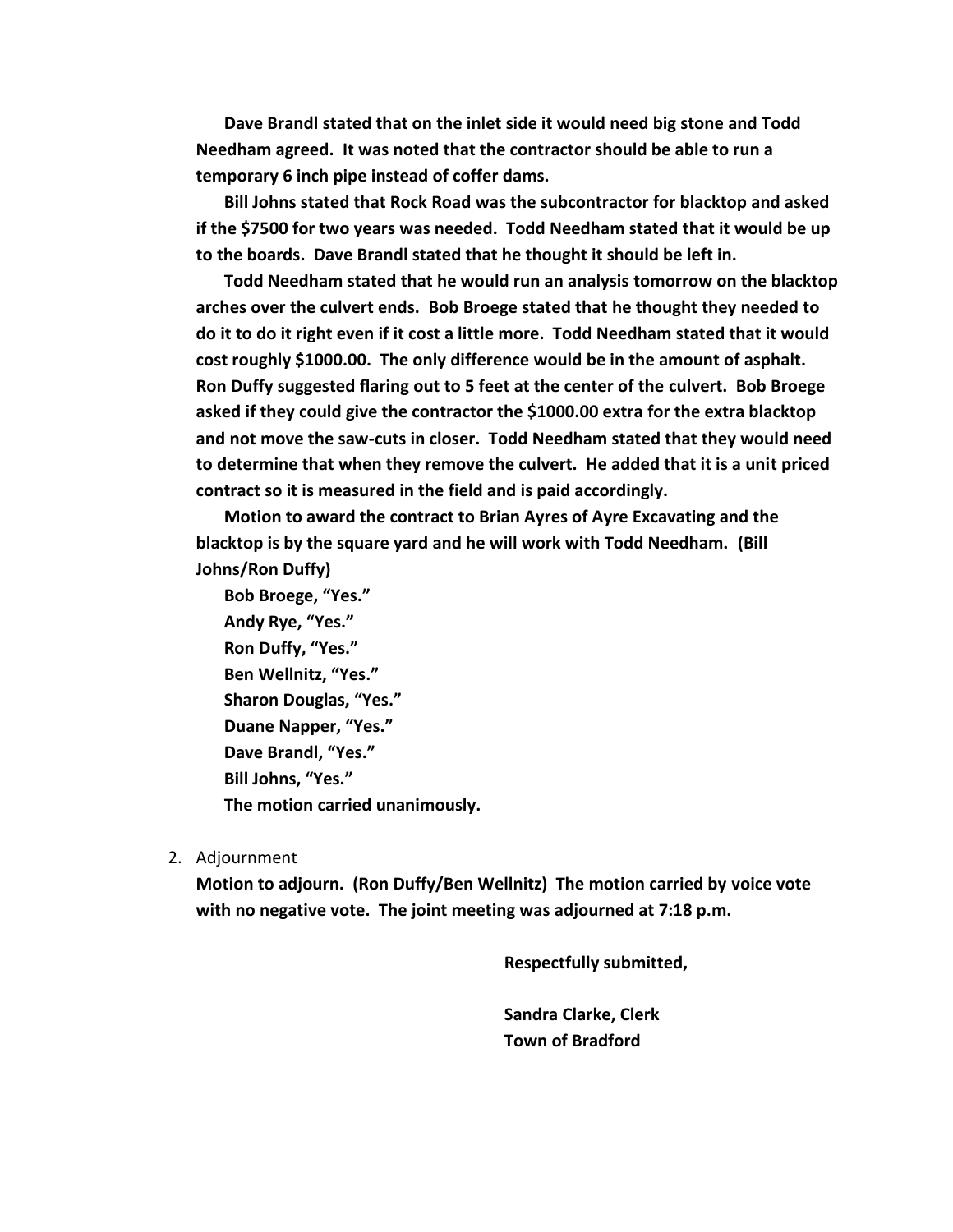**Dave Brandl stated that on the inlet side it would need big stone and Todd Needham agreed. It was noted that the contractor should be able to run a temporary 6 inch pipe instead of coffer dams.**

**Bill Johns stated that Rock Road was the subcontractor for blacktop and asked if the $7500 for two years was needed. Todd Needham stated that it would be up to the boards. Dave Brandl stated that he thought it should be left in.**

**Todd Needham stated that he would run an analysis tomorrow on the blacktop arches over the culvert ends. Bob Broege stated that he thought they needed to do it to do it right even if it cost a little more. Todd Needham stated that it would cost roughly $1000.00. The only difference would be in the amount of asphalt. Ron Duffy suggested flaring out to 5 feet at the center of the culvert. Bob Broege asked if they could give the contractor the $1000.00 extra for the extra blacktop and not move the saw-cuts in closer. Todd Needham stated that they would need to determine that when they remove the culvert. He added that it is a unit priced contract so it is measured in the field and is paid accordingly.**

**Motion to award the contract to Brian Ayres of Ayre Excavating and the blacktop is by the square yard and he will work with Todd Needham. (Bill Johns/Ron Duffy)**

**Bob Broege, "Yes."**
**Andy Rye, "Yes."**
**Ron Duffy, "Yes."**
**Ben Wellnitz, "Yes."**
**Sharon Douglas, "Yes."**
**Duane Napper, "Yes."**
**Dave Brandl, "Yes."**
**Bill Johns, "Yes."**
**The motion carried unanimously.**

2. Adjournment

**Motion to adjourn. (Ron Duffy/Ben Wellnitz) The motion carried by voice vote with no negative vote. The joint meeting was adjourned at 7:18 p.m.**

**Respectfully submitted,**

**Sandra Clarke, Clerk**
**Town of Bradford**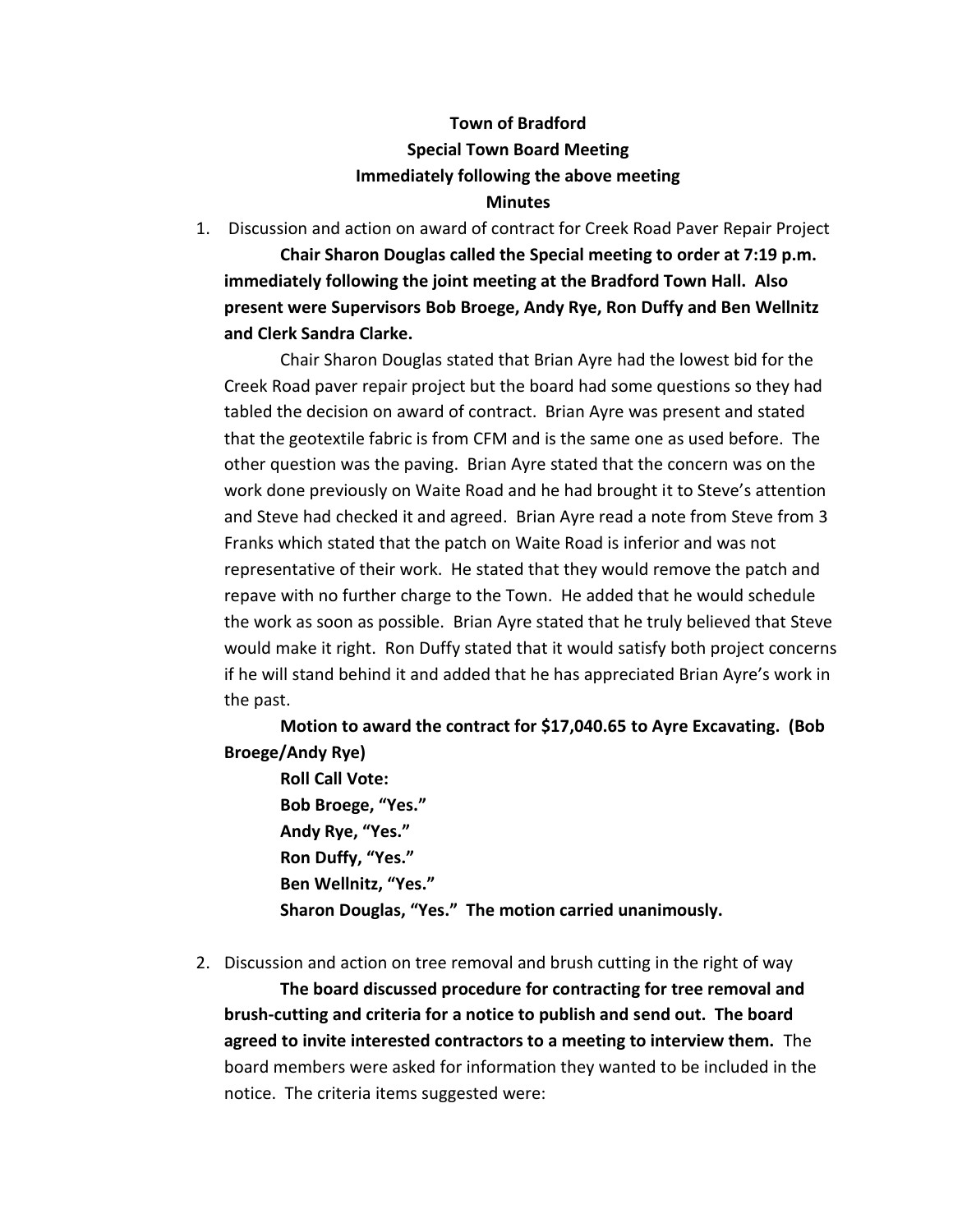**Town of Bradford**
**Special Town Board Meeting**
**Immediately following the above meeting**
**Minutes**

1. Discussion and action on award of contract for Creek Road Paver Repair Project

   **Chair Sharon Douglas called the Special meeting to order at 7:19 p.m. immediately following the joint meeting at the Bradford Town Hall. Also present were Supervisors Bob Broege, Andy Rye, Ron Duffy and Ben Wellnitz and Clerk Sandra Clarke.**

   Chair Sharon Douglas stated that Brian Ayre had the lowest bid for the Creek Road paver repair project but the board had some questions so they had tabled the decision on award of contract. Brian Ayre was present and stated that the geotextile fabric is from CFM and is the same one as used before. The other question was the paving. Brian Ayre stated that the concern was on the work done previously on Waite Road and he had brought it to Steve's attention and Steve had checked it and agreed. Brian Ayre read a note from Steve from 3 Franks which stated that the patch on Waite Road is inferior and was not representative of their work. He stated that they would remove the patch and repave with no further charge to the Town. He added that he would schedule the work as soon as possible. Brian Ayre stated that he truly believed that Steve would make it right. Ron Duffy stated that it would satisfy both project concerns if he will stand behind it and added that he has appreciated Brian Ayre's work in the past.

   **Motion to award the contract for $17,040.65 to Ayre Excavating. (Bob Broege/Andy Rye)**

   **Roll Call Vote:**
   **Bob Broege, "Yes."**
   **Andy Rye, "Yes."**
   **Ron Duffy, "Yes."**
   **Ben Wellnitz, "Yes."**
   **Sharon Douglas, "Yes." The motion carried unanimously.**

2. Discussion and action on tree removal and brush cutting in the right of way

   **The board discussed procedure for contracting for tree removal and brush-cutting and criteria for a notice to publish and send out. The board agreed to invite interested contractors to a meeting to interview them.** The board members were asked for information they wanted to be included in the notice. The criteria items suggested were: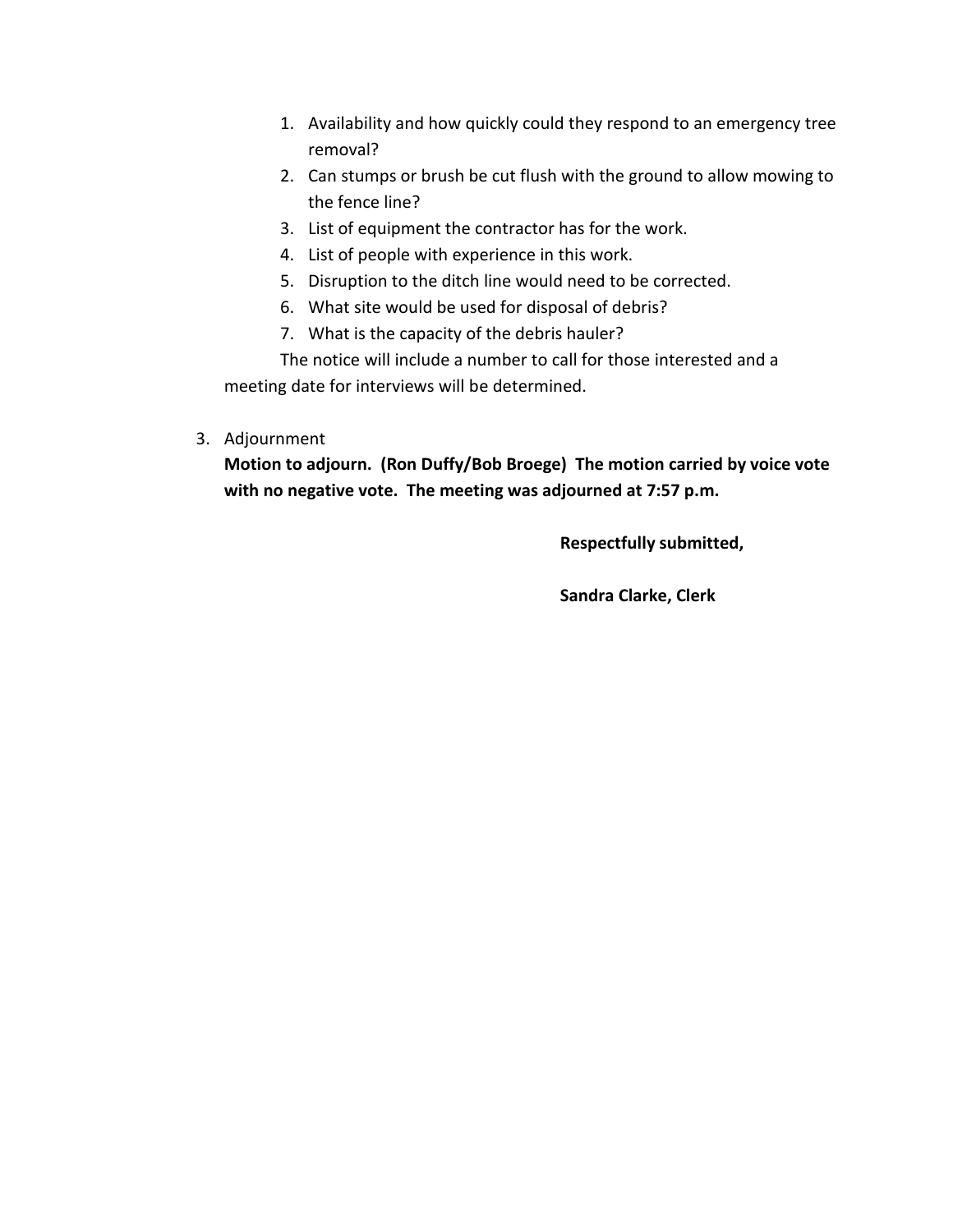1. Availability and how quickly could they respond to an emergency tree removal?
2. Can stumps or brush be cut flush with the ground to allow mowing to the fence line?
3. List of equipment the contractor has for the work.
4. List of people with experience in this work.
5. Disruption to the ditch line would need to be corrected.
6. What site would be used for disposal of debris?
7. What is the capacity of the debris hauler?

The notice will include a number to call for those interested and a meeting date for interviews will be determined.

3. Adjournment

**Motion to adjourn. (Ron Duffy/Bob Broege) The motion carried by voice vote with no negative vote. The meeting was adjourned at 7:57 p.m.**

**Respectfully submitted,**

**Sandra Clarke, Clerk**